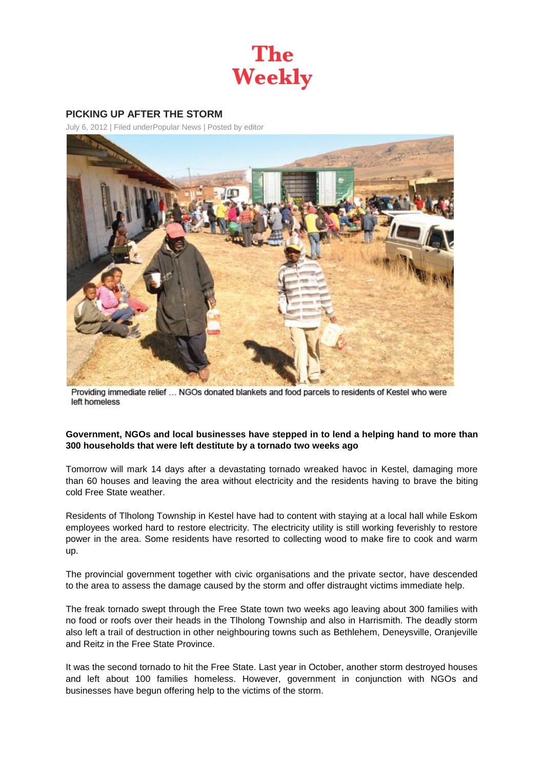# The Weekly

## PICKING UP AFTER THE STORM

July 6, 2012 | Filed underPopular News | Posted by editor

Providing immediate relief … NGOs donated blankets and food parcels to residents of Kestel who were left homeless

**Government, NGOs and local businesses have stepped in to lend a helping hand to more than 300 households that were left destitute by a tornado two weeks ago**

Tomorrow will mark 14 days after a devastating tornado wreaked havoc in Kestel, damaging more than 60 houses and leaving the area without electricity and the residents having to brave the biting cold Free State weather.

Residents of Tlholong Township in Kestel have had to content with staying at a local hall while Eskom employees worked hard to restore electricity. The electricity utility is still working feverishly to restore power in the area. Some residents have resorted to collecting wood to make fire to cook and warm up.

The provincial government together with civic organisations and the private sector, have descended to the area to assess the damage caused by the storm and offer distraught victims immediate help.

The freak tornado swept through the Free State town two weeks ago leaving about 300 families with no food or roofs over their heads in the Tlholong Township and also in Harrismith. The deadly storm also left a trail of destruction in other neighbouring towns such as Bethlehem, Deneysville, Oranjeville and Reitz in the Free State Province.

It was the second tornado to hit the Free State. Last year in October, another storm destroyed houses and left about 100 families homeless. However, government in conjunction with NGOs and businesses have begun offering help to the victims of the storm.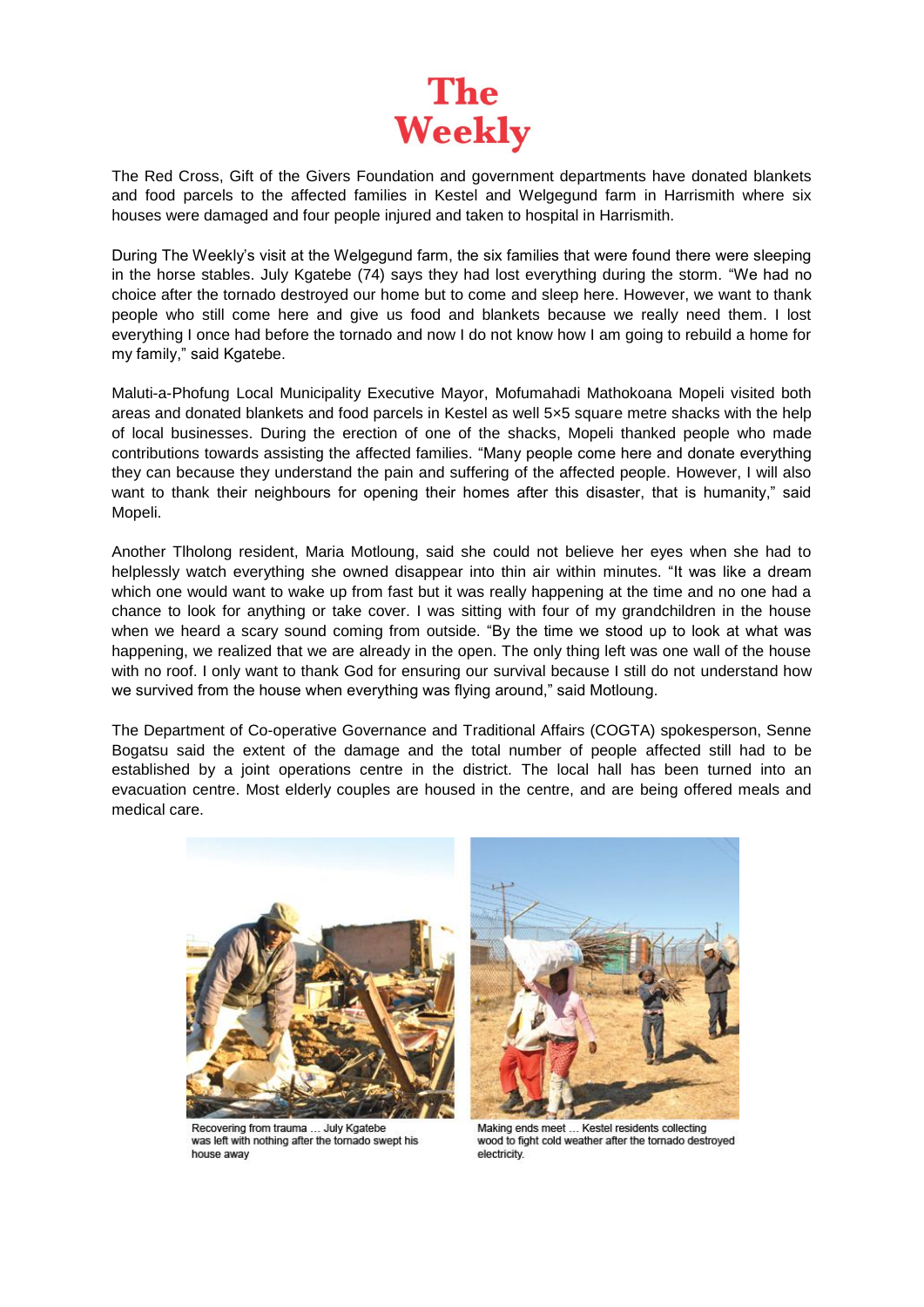# The Weekly

The Red Cross, Gift of the Givers Foundation and government departments have donated blankets and food parcels to the affected families in Kestel and Welgegund farm in Harrismith where six houses were damaged and four people injured and taken to hospital in Harrismith.

During The Weekly's visit at the Welgegund farm, the six families that were found there were sleeping in the horse stables. July Kgatebe (74) says they had lost everything during the storm. "We had no choice after the tornado destroyed our home but to come and sleep here. However, we want to thank people who still come here and give us food and blankets because we really need them. I lost everything I once had before the tornado and now I do not know how I am going to rebuild a home for my family," said Kgatebe.

Maluti-a-Phofung Local Municipality Executive Mayor, Mofumahadi Mathokoana Mopeli visited both areas and donated blankets and food parcels in Kestel as well 5×5 square metre shacks with the help of local businesses. During the erection of one of the shacks, Mopeli thanked people who made contributions towards assisting the affected families. "Many people come here and donate everything they can because they understand the pain and suffering of the affected people. However, I will also want to thank their neighbours for opening their homes after this disaster, that is humanity," said Mopeli.

Another Tlholong resident, Maria Motloung, said she could not believe her eyes when she had to helplessly watch everything she owned disappear into thin air within minutes. "It was like a dream which one would want to wake up from fast but it was really happening at the time and no one had a chance to look for anything or take cover. I was sitting with four of my grandchildren in the house when we heard a scary sound coming from outside. "By the time we stood up to look at what was happening, we realized that we are already in the open. The only thing left was one wall of the house with no roof. I only want to thank God for ensuring our survival because I still do not understand how we survived from the house when everything was flying around," said Motloung.

The Department of Co-operative Governance and Traditional Affairs (COGTA) spokesperson, Senne Bogatsu said the extent of the damage and the total number of people affected still had to be established by a joint operations centre in the district. The local hall has been turned into an evacuation centre. Most elderly couples are housed in the centre, and are being offered meals and medical care.

Recovering from trauma ... July Kgatebe was left with nothing after the tornado swept his house away

Making ends meet ... Kestel residents collecting wood to fight cold weather after the tornado destroyed electricity.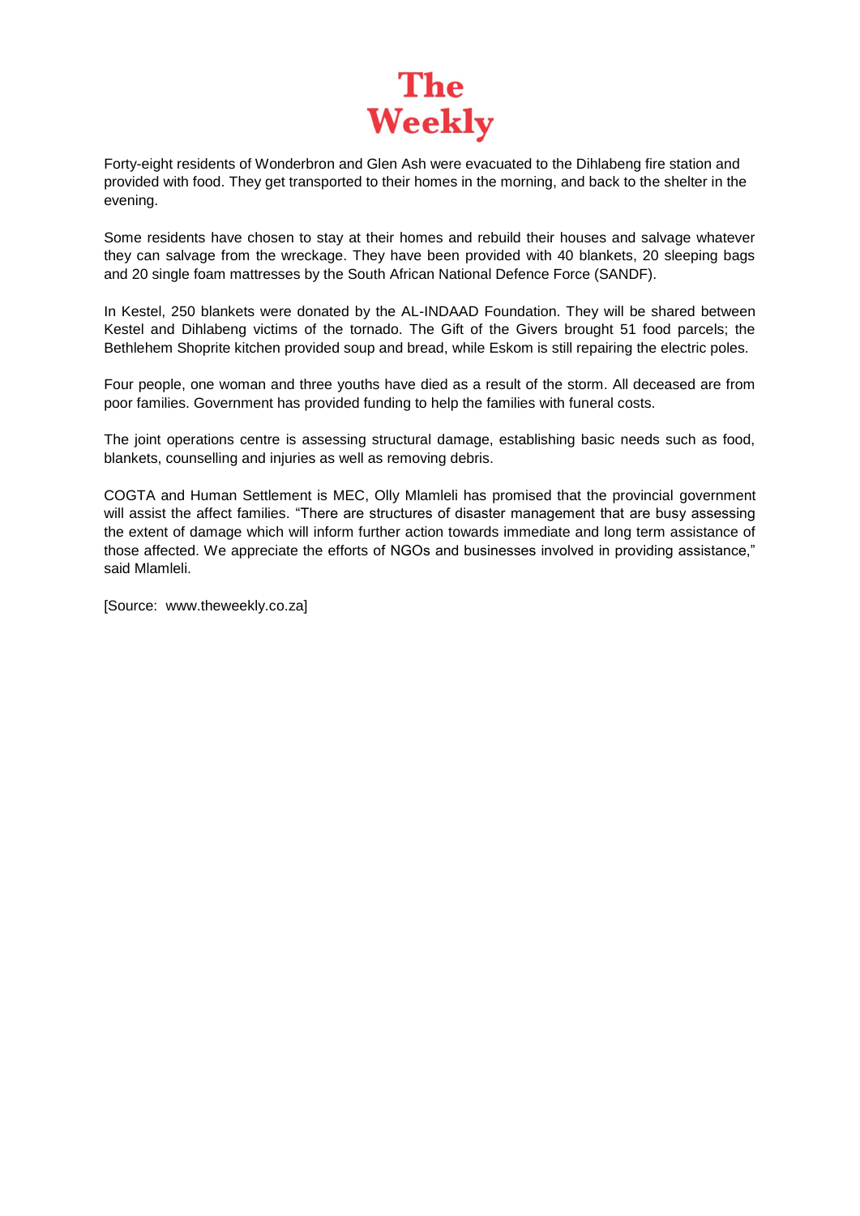# The Weekly

Forty-eight residents of Wonderbron and Glen Ash were evacuated to the Dihlabeng fire station and provided with food. They get transported to their homes in the morning, and back to the shelter in the evening.

Some residents have chosen to stay at their homes and rebuild their houses and salvage whatever they can salvage from the wreckage. They have been provided with 40 blankets, 20 sleeping bags and 20 single foam mattresses by the South African National Defence Force (SANDF).

In Kestel, 250 blankets were donated by the AL-INDAAD Foundation. They will be shared between Kestel and Dihlabeng victims of the tornado. The Gift of the Givers brought 51 food parcels; the Bethlehem Shoprite kitchen provided soup and bread, while Eskom is still repairing the electric poles.

Four people, one woman and three youths have died as a result of the storm. All deceased are from poor families. Government has provided funding to help the families with funeral costs.

The joint operations centre is assessing structural damage, establishing basic needs such as food, blankets, counselling and injuries as well as removing debris.

COGTA and Human Settlement is MEC, Olly Mlamleli has promised that the provincial government will assist the affect families. “There are structures of disaster management that are busy assessing the extent of damage which will inform further action towards immediate and long term assistance of those affected. We appreciate the efforts of NGOs and businesses involved in providing assistance,” said Mlamleli.

[Source: www.theweekly.co.za]